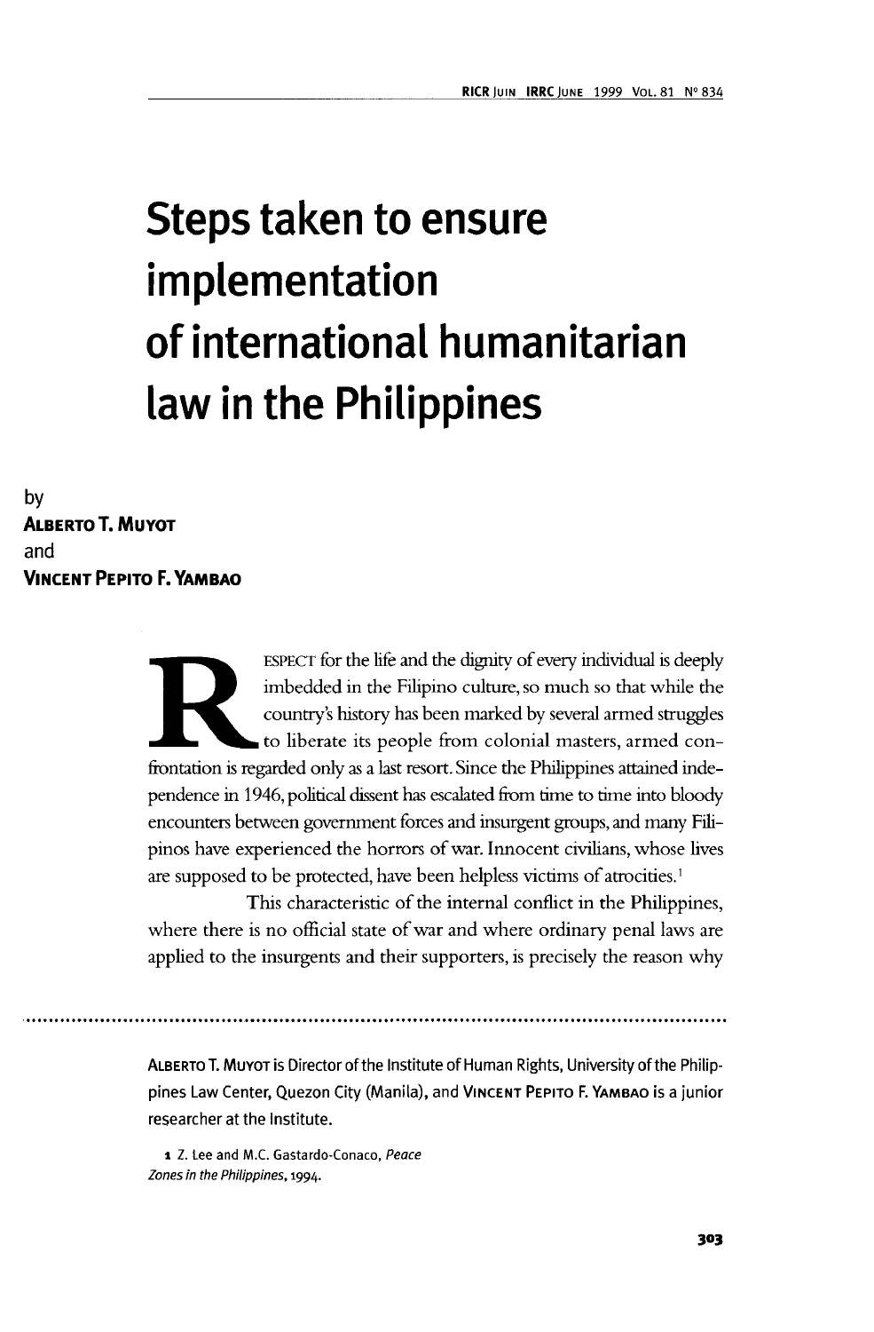# Steps taken to ensure implementation of international humanitarian law in the Philippines

by
**Alberto T. Muyot**
and
**Vincent Pepito F. Yambao**

RESPECT for the life and the dignity of every individual is deeply imbedded in the Filipino culture, so much so that while the country's history has been marked by several armed struggles to liberate its people from colonial masters, armed confrontation is regarded only as a last resort. Since the Philippines attained independence in 1946, political dissent has escalated from time to time into bloody encounters between government forces and insurgent groups, and many Filipinos have experienced the horrors of war. Innocent civilians, whose lives are supposed to be protected, have been helpless victims of atrocities.[1]

This characteristic of the internal conflict in the Philippines, where there is no official state of war and where ordinary penal laws are applied to the insurgents and their supporters, is precisely the reason why

---

**Alberto T. Muyot** is Director of the Institute of Human Rights, University of the Philippines Law Center, Quezon City (Manila), and **Vincent Pepito F. Yambao** is a junior researcher at the Institute.

1 Z. Lee and M.C. Gastardo-Conaco, *Peace Zones in the Philippines*, 1994.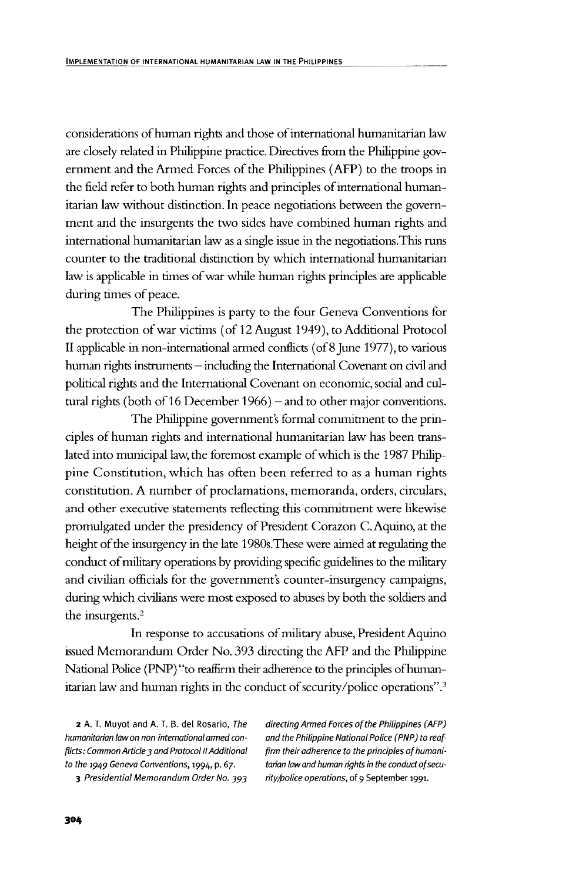considerations of human rights and those of international humanitarian law are closely related in Philippine practice. Directives from the Philippine government and the Armed Forces of the Philippines (AFP) to the troops in the field refer to both human rights and principles of international humanitarian law without distinction. In peace negotiations between the government and the insurgents the two sides have combined human rights and international humanitarian law as a single issue in the negotiations. This runs counter to the traditional distinction by which international humanitarian law is applicable in times of war while human rights principles are applicable during times of peace.

The Philippines is party to the four Geneva Conventions for the protection of war victims (of 12 August 1949), to Additional Protocol II applicable in non-international armed conflicts (of 8 June 1977), to various human rights instruments – including the International Covenant on civil and political rights and the International Covenant on economic, social and cultural rights (both of 16 December 1966) – and to other major conventions.

The Philippine government's formal commitment to the principles of human rights and international humanitarian law has been translated into municipal law, the foremost example of which is the 1987 Philippine Constitution, which has often been referred to as a human rights constitution. A number of proclamations, memoranda, orders, circulars, and other executive statements reflecting this commitment were likewise promulgated under the presidency of President Corazon C. Aquino, at the height of the insurgency in the late 1980s. These were aimed at regulating the conduct of military operations by providing specific guidelines to the military and civilian officials for the government's counter-insurgency campaigns, during which civilians were most exposed to abuses by both the soldiers and the insurgents.[2]

In response to accusations of military abuse, President Aquino issued Memorandum Order No. 393 directing the AFP and the Philippine National Police (PNP) "to reaffirm their adherence to the principles of humanitarian law and human rights in the conduct of security/police operations".[3]

2 A. T. Muyot and A. T. B. del Rosario, *The humanitarian law on non-international armed conflicts: Common Article 3 and Protocol II Additional to the 1949 Geneva Conventions*, 1994, p. 67.

3 *Presidential Memorandum Order No. 393 directing Armed Forces of the Philippines (AFP) and the Philippine National Police (PNP) to reaffirm their adherence to the principles of humanitarian law and human rights in the conduct of security/police operations*, of 9 September 1991.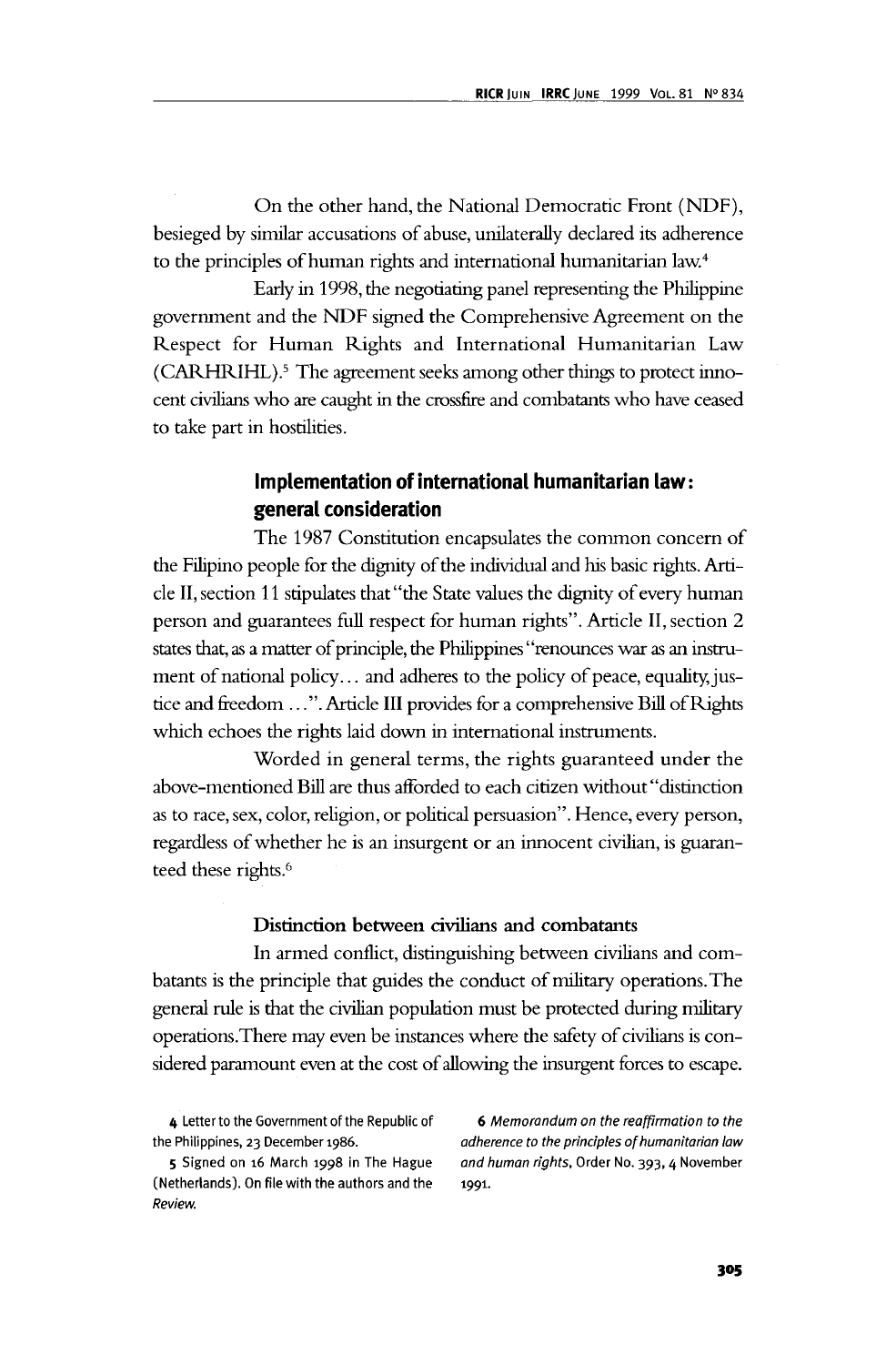On the other hand, the National Democratic Front (NDF), besieged by similar accusations of abuse, unilaterally declared its adherence to the principles of human rights and international humanitarian law.[4]

Early in 1998, the negotiating panel representing the Philippine government and the NDF signed the Comprehensive Agreement on the Respect for Human Rights and International Humanitarian Law (CARHRIHL).[5] The agreement seeks among other things to protect innocent civilians who are caught in the crossfire and combatants who have ceased to take part in hostilities.

## Implementation of international humanitarian law: general consideration

The 1987 Constitution encapsulates the common concern of the Filipino people for the dignity of the individual and his basic rights. Article II, section 11 stipulates that "the State values the dignity of every human person and guarantees full respect for human rights". Article II, section 2 states that, as a matter of principle, the Philippines "renounces war as an instrument of national policy... and adheres to the policy of peace, equality, justice and freedom ...". Article III provides for a comprehensive Bill of Rights which echoes the rights laid down in international instruments.

Worded in general terms, the rights guaranteed under the above-mentioned Bill are thus afforded to each citizen without "distinction as to race, sex, color, religion, or political persuasion". Hence, every person, regardless of whether he is an insurgent or an innocent civilian, is guaranteed these rights.[6]

### Distinction between civilians and combatants

In armed conflict, distinguishing between civilians and combatants is the principle that guides the conduct of military operations. The general rule is that the civilian population must be protected during military operations. There may even be instances where the safety of civilians is considered paramount even at the cost of allowing the insurgent forces to escape.

4 Letter to the Government of the Republic of the Philippines, 23 December 1986.

5 Signed on 16 March 1998 in The Hague (Netherlands). On file with the authors and the *Review*.

6 *Memorandum on the reaffirmation to the adherence to the principles of humanitarian law and human rights*, Order No. 393, 4 November 1991.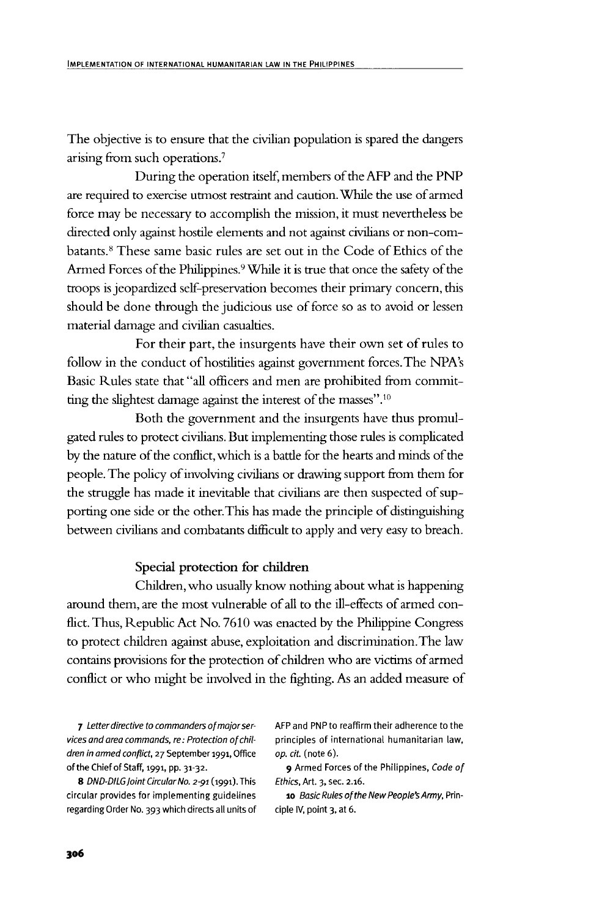The objective is to ensure that the civilian population is spared the dangers arising from such operations.[7]

During the operation itself, members of the AFP and the PNP are required to exercise utmost restraint and caution. While the use of armed force may be necessary to accomplish the mission, it must nevertheless be directed only against hostile elements and not against civilians or non-combatants.[8] These same basic rules are set out in the Code of Ethics of the Armed Forces of the Philippines.[9] While it is true that once the safety of the troops is jeopardized self-preservation becomes their primary concern, this should be done through the judicious use of force so as to avoid or lessen material damage and civilian casualties.

For their part, the insurgents have their own set of rules to follow in the conduct of hostilities against government forces. The NPA's Basic Rules state that "all officers and men are prohibited from committing the slightest damage against the interest of the masses".[10]

Both the government and the insurgents have thus promulgated rules to protect civilians. But implementing those rules is complicated by the nature of the conflict, which is a battle for the hearts and minds of the people. The policy of involving civilians or drawing support from them for the struggle has made it inevitable that civilians are then suspected of supporting one side or the other. This has made the principle of distinguishing between civilians and combatants difficult to apply and very easy to breach.

### Special protection for children

Children, who usually know nothing about what is happening around them, are the most vulnerable of all to the ill-effects of armed conflict. Thus, Republic Act No. 7610 was enacted by the Philippine Congress to protect children against abuse, exploitation and discrimination. The law contains provisions for the protection of children who are victims of armed conflict or who might be involved in the fighting. As an added measure of

---

7 *Letter directive to commanders of major services and area commands, re: Protection of children in armed conflict*, 27 September 1991, Office of the Chief of Staff, 1991, pp. 31-32.

8 *DND-DILG Joint Circular No. 2-91* (1991). This circular provides for implementing guidelines regarding Order No. 393 which directs all units of AFP and PNP to reaffirm their adherence to the principles of international humanitarian law, *op. cit.* (note 6).

9 Armed Forces of the Philippines, *Code of Ethics*, Art. 3, sec. 2.16.

10 *Basic Rules of the New People's Army*, Principle IV, point 3, at 6.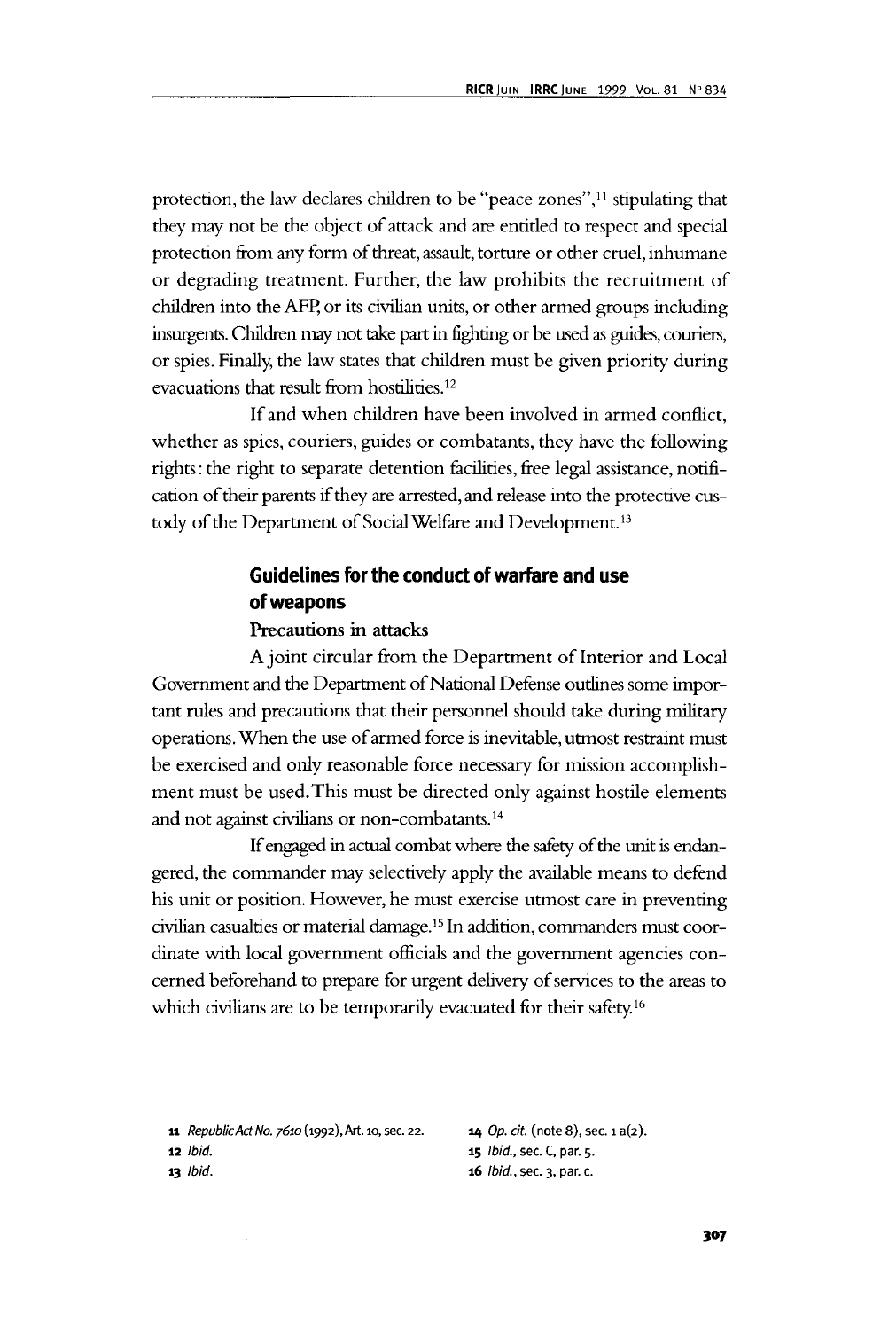protection, the law declares children to be "peace zones",[11] stipulating that they may not be the object of attack and are entitled to respect and special protection from any form of threat, assault, torture or other cruel, inhumane or degrading treatment. Further, the law prohibits the recruitment of children into the AFP, or its civilian units, or other armed groups including insurgents. Children may not take part in fighting or be used as guides, couriers, or spies. Finally, the law states that children must be given priority during evacuations that result from hostilities.[12]

If and when children have been involved in armed conflict, whether as spies, couriers, guides or combatants, they have the following rights: the right to separate detention facilities, free legal assistance, notification of their parents if they are arrested, and release into the protective custody of the Department of Social Welfare and Development.[13]

## Guidelines for the conduct of warfare and use of weapons

### Precautions in attacks

A joint circular from the Department of Interior and Local Government and the Department of National Defense outlines some important rules and precautions that their personnel should take during military operations. When the use of armed force is inevitable, utmost restraint must be exercised and only reasonable force necessary for mission accomplishment must be used. This must be directed only against hostile elements and not against civilians or non-combatants.[14]

If engaged in actual combat where the safety of the unit is endangered, the commander may selectively apply the available means to defend his unit or position. However, he must exercise utmost care in preventing civilian casualties or material damage.[15] In addition, commanders must coordinate with local government officials and the government agencies concerned beforehand to prepare for urgent delivery of services to the areas to which civilians are to be temporarily evacuated for their safety.[16]

---

11 *Republic Act No. 7610* (1992), Art. 10, sec. 22.

12 *Ibid.*

13 *Ibid.*

14 *Op. cit.* (note 8), sec. 1 a(2).

15 *Ibid.*, sec. C, par. 5.

16 *Ibid.*, sec. 3, par. c.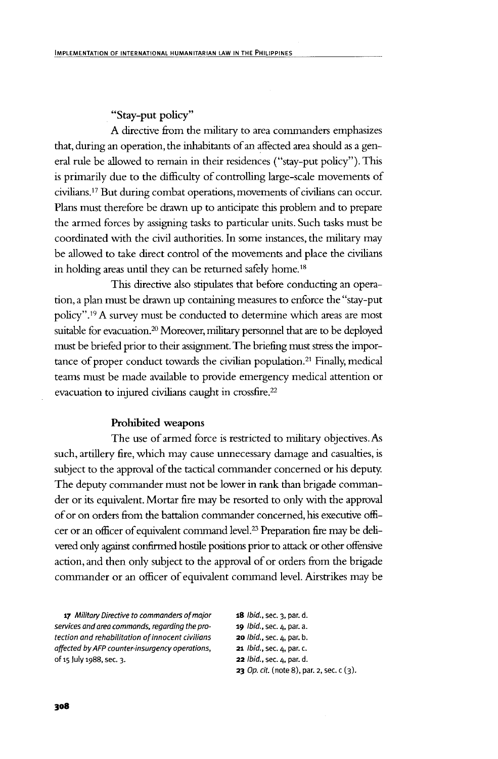### "Stay-put policy"

A directive from the military to area commanders emphasizes that, during an operation, the inhabitants of an affected area should as a general rule be allowed to remain in their residences ("stay-put policy"). This is primarily due to the difficulty of controlling large-scale movements of civilians.[17] But during combat operations, movements of civilians can occur. Plans must therefore be drawn up to anticipate this problem and to prepare the armed forces by assigning tasks to particular units. Such tasks must be coordinated with the civil authorities. In some instances, the military may be allowed to take direct control of the movements and place the civilians in holding areas until they can be returned safely home.[18]

This directive also stipulates that before conducting an operation, a plan must be drawn up containing measures to enforce the "stay-put policy".[19] A survey must be conducted to determine which areas are most suitable for evacuation.[20] Moreover, military personnel that are to be deployed must be briefed prior to their assignment. The briefing must stress the importance of proper conduct towards the civilian population.[21] Finally, medical teams must be made available to provide emergency medical attention or evacuation to injured civilians caught in crossfire.[22]

### Prohibited weapons

The use of armed force is restricted to military objectives. As such, artillery fire, which may cause unnecessary damage and casualties, is subject to the approval of the tactical commander concerned or his deputy. The deputy commander must not be lower in rank than brigade commander or its equivalent. Mortar fire may be resorted to only with the approval of or on orders from the battalion commander concerned, his executive officer or an officer of equivalent command level.[23] Preparation fire may be delivered only against confirmed hostile positions prior to attack or other offensive action, and then only subject to the approval of or orders from the brigade commander or an officer of equivalent command level. Airstrikes may be

---

17 *Military Directive to commanders of major services and area commands, regarding the protection and rehabilitation of innocent civilians affected by AFP counter-insurgency operations*, of 15 July 1988, sec. 3.

18 *Ibid.*, sec. 3, par. d.

19 *Ibid.*, sec. 4, par. a.

20 *Ibid.*, sec. 4, par. b.

21 *Ibid.*, sec. 4, par. c.

22 *Ibid.*, sec. 4, par. d.

23 *Op. cit.* (note 8), par. 2, sec. c (3).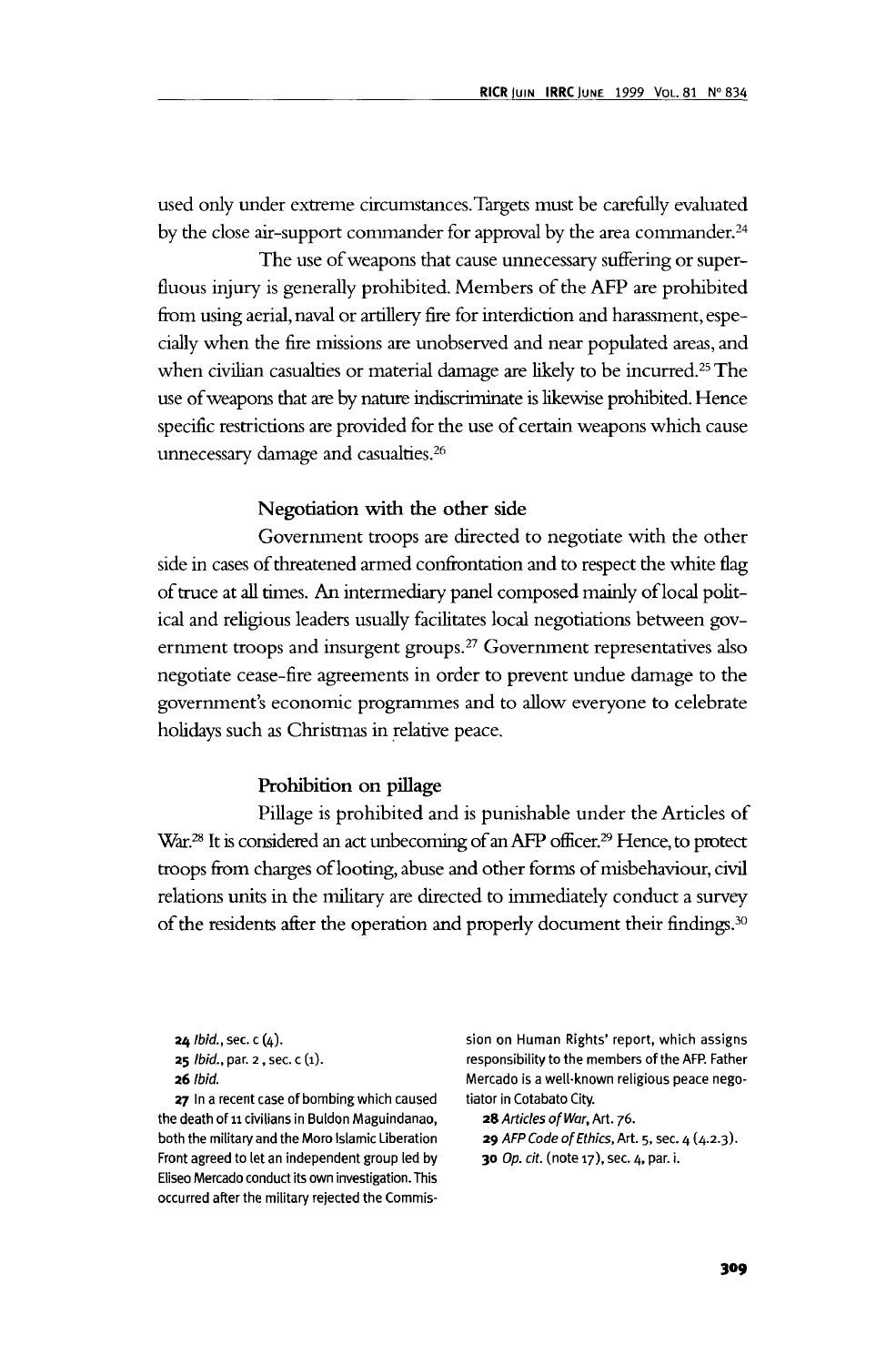used only under extreme circumstances. Targets must be carefully evaluated by the close air-support commander for approval by the area commander.[24]

The use of weapons that cause unnecessary suffering or superfluous injury is generally prohibited. Members of the AFP are prohibited from using aerial, naval or artillery fire for interdiction and harassment, especially when the fire missions are unobserved and near populated areas, and when civilian casualties or material damage are likely to be incurred.[25] The use of weapons that are by nature indiscriminate is likewise prohibited. Hence specific restrictions are provided for the use of certain weapons which cause unnecessary damage and casualties.[26]

### Negotiation with the other side

Government troops are directed to negotiate with the other side in cases of threatened armed confrontation and to respect the white flag of truce at all times. An intermediary panel composed mainly of local political and religious leaders usually facilitates local negotiations between government troops and insurgent groups.[27] Government representatives also negotiate cease-fire agreements in order to prevent undue damage to the government's economic programmes and to allow everyone to celebrate holidays such as Christmas in relative peace.

### Prohibition on pillage

Pillage is prohibited and is punishable under the Articles of War.[28] It is considered an act unbecoming of an AFP officer.[29] Hence, to protect troops from charges of looting, abuse and other forms of misbehaviour, civil relations units in the military are directed to immediately conduct a survey of the residents after the operation and properly document their findings.[30]

---

24 *Ibid.*, sec. c (4).

25 *Ibid.*, par. 2, sec. c (1).

26 *Ibid.*

27 In a recent case of bombing which caused the death of 11 civilians in Buldon Maguindanao, both the military and the Moro Islamic Liberation Front agreed to let an independent group led by Eliseo Mercado conduct its own investigation. This occurred after the military rejected the Commission on Human Rights' report, which assigns responsibility to the members of the AFP. Father Mercado is a well-known religious peace negotiator in Cotabato City.

28 *Articles of War*, Art. 76.

29 *AFP Code of Ethics*, Art. 5, sec. 4 (4.2.3).

30 *Op. cit.* (note 17), sec. 4, par. i.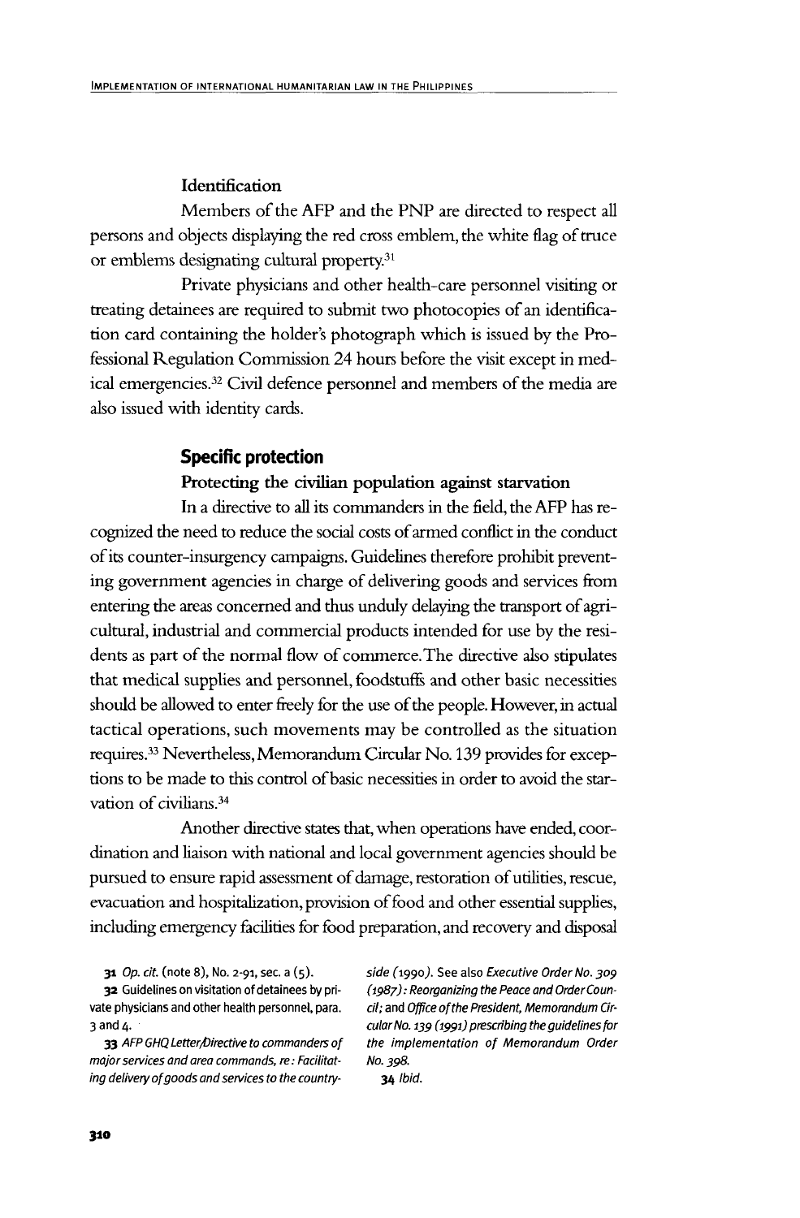### Identification

Members of the AFP and the PNP are directed to respect all persons and objects displaying the red cross emblem, the white flag of truce or emblems designating cultural property.[31]

Private physicians and other health-care personnel visiting or treating detainees are required to submit two photocopies of an identification card containing the holder's photograph which is issued by the Professional Regulation Commission 24 hours before the visit except in medical emergencies.[32] Civil defence personnel and members of the media are also issued with identity cards.

## Specific protection

### Protecting the civilian population against starvation

In a directive to all its commanders in the field, the AFP has recognized the need to reduce the social costs of armed conflict in the conduct of its counter-insurgency campaigns. Guidelines therefore prohibit preventing government agencies in charge of delivering goods and services from entering the areas concerned and thus unduly delaying the transport of agricultural, industrial and commercial products intended for use by the residents as part of the normal flow of commerce. The directive also stipulates that medical supplies and personnel, foodstuffs and other basic necessities should be allowed to enter freely for the use of the people. However, in actual tactical operations, such movements may be controlled as the situation requires.[33] Nevertheless, Memorandum Circular No. 139 provides for exceptions to be made to this control of basic necessities in order to avoid the starvation of civilians.[34]

Another directive states that, when operations have ended, coordination and liaison with national and local government agencies should be pursued to ensure rapid assessment of damage, restoration of utilities, rescue, evacuation and hospitalization, provision of food and other essential supplies, including emergency facilities for food preparation, and recovery and disposal

---

31 *Op. cit.* (note 8), No. 2-91, sec. a (5).

32 Guidelines on visitation of detainees by private physicians and other health personnel, para. 3 and 4.

33 *AFP GHQ Letter/Directive to commanders of major services and area commands, re: Facilitating delivery of goods and services to the countryside (1990).* See also *Executive Order No. 309 (1987): Reorganizing the Peace and Order Council;* and *Office of the President, Memorandum Circular No. 139 (1991) prescribing the guidelines for the implementation of Memorandum Order No. 398.*

34 *Ibid.*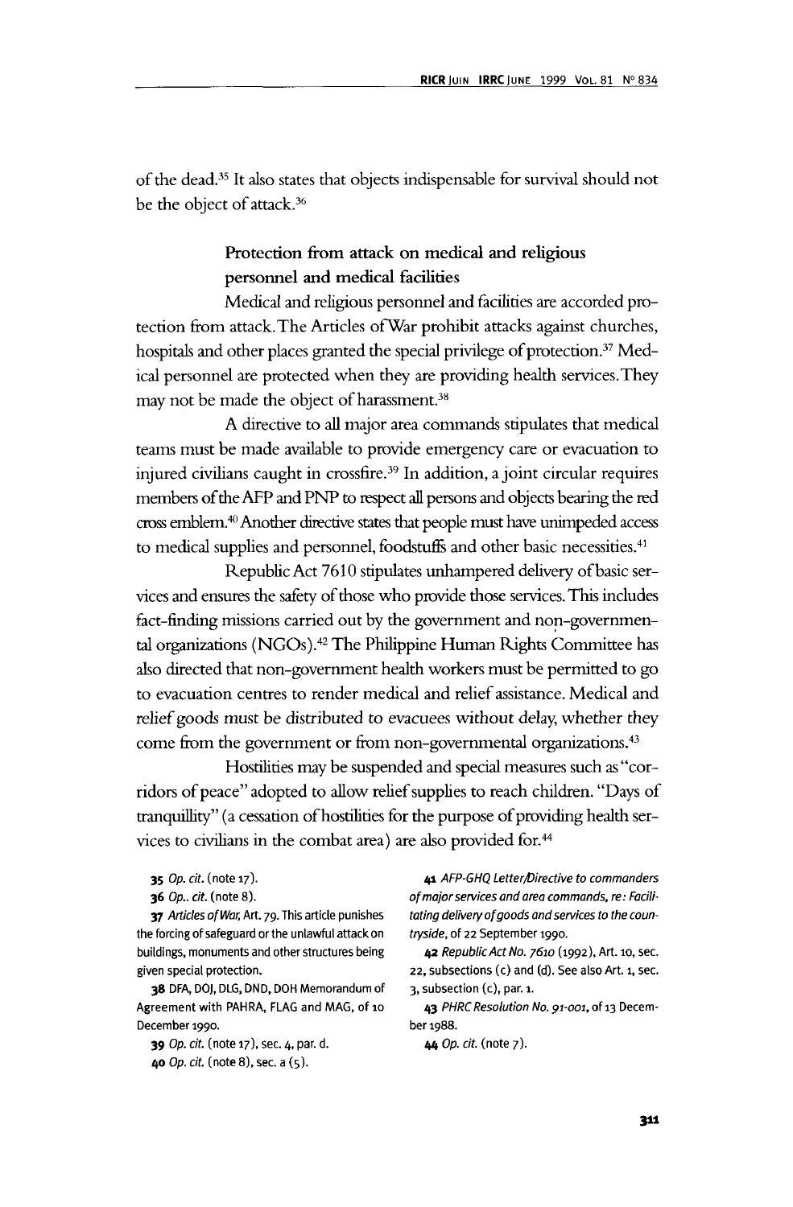of the dead.[35] It also states that objects indispensable for survival should not be the object of attack.[36]

### Protection from attack on medical and religious personnel and medical facilities

Medical and religious personnel and facilities are accorded protection from attack. The Articles of War prohibit attacks against churches, hospitals and other places granted the special privilege of protection.[37] Medical personnel are protected when they are providing health services. They may not be made the object of harassment.[38]

A directive to all major area commands stipulates that medical teams must be made available to provide emergency care or evacuation to injured civilians caught in crossfire.[39] In addition, a joint circular requires members of the AFP and PNP to respect all persons and objects bearing the red cross emblem.[40] Another directive states that people must have unimpeded access to medical supplies and personnel, foodstuffs and other basic necessities.[41]

Republic Act 7610 stipulates unhampered delivery of basic services and ensures the safety of those who provide those services. This includes fact-finding missions carried out by the government and non-governmental organizations (NGOs).[42] The Philippine Human Rights Committee has also directed that non-government health workers must be permitted to go to evacuation centres to render medical and relief assistance. Medical and relief goods must be distributed to evacuees without delay, whether they come from the government or from non-governmental organizations.[43]

Hostilities may be suspended and special measures such as "corridors of peace" adopted to allow relief supplies to reach children. "Days of tranquillity" (a cessation of hostilities for the purpose of providing health services to civilians in the combat area) are also provided for.[44]

35 *Op. cit.* (note 17).

36 *Op.. cit.* (note 8).

37 *Articles of War*, Art. 79. This article punishes the forcing of safeguard or the unlawful attack on buildings, monuments and other structures being given special protection.

38 DFA, DOJ, DLG, DND, DOH Memorandum of Agreement with PAHRA, FLAG and MAG, of 10 December 1990.

39 *Op. cit.* (note 17), sec. 4, par. d.

40 *Op. cit.* (note 8), sec. a (5).

41 *AFP-GHQ Letter/Directive to commanders of major services and area commands, re: Facilitating delivery of goods and services to the countryside*, of 22 September 1990.

42 *Republic Act No. 7610* (1992), Art. 10, sec. 22, subsections (c) and (d). See also Art. 1, sec. 3, subsection (c), par. 1.

43 *PHRC Resolution No. 91-001*, of 13 December 1988.

44 *Op. cit.* (note 7).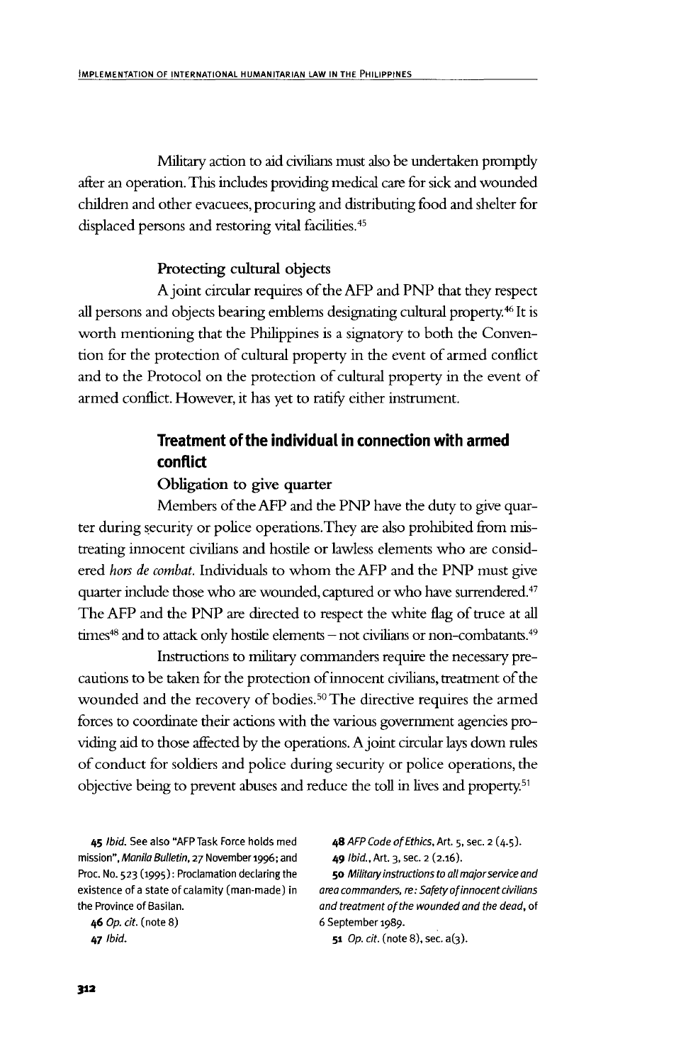Military action to aid civilians must also be undertaken promptly after an operation. This includes providing medical care for sick and wounded children and other evacuees, procuring and distributing food and shelter for displaced persons and restoring vital facilities.[45]

### Protecting cultural objects

A joint circular requires of the AFP and PNP that they respect all persons and objects bearing emblems designating cultural property.[46] It is worth mentioning that the Philippines is a signatory to both the Convention for the protection of cultural property in the event of armed conflict and to the Protocol on the protection of cultural property in the event of armed conflict. However, it has yet to ratify either instrument.

## Treatment of the individual in connection with armed conflict

### Obligation to give quarter

Members of the AFP and the PNP have the duty to give quarter during security or police operations. They are also prohibited from mistreating innocent civilians and hostile or lawless elements who are considered *hors de combat*. Individuals to whom the AFP and the PNP must give quarter include those who are wounded, captured or who have surrendered.[47] The AFP and the PNP are directed to respect the white flag of truce at all times[48] and to attack only hostile elements – not civilians or non-combatants.[49]

Instructions to military commanders require the necessary precautions to be taken for the protection of innocent civilians, treatment of the wounded and the recovery of bodies.[50] The directive requires the armed forces to coordinate their actions with the various government agencies providing aid to those affected by the operations. A joint circular lays down rules of conduct for soldiers and police during security or police operations, the objective being to prevent abuses and reduce the toll in lives and property.[51]

---

**45** *Ibid.* See also "AFP Task Force holds med mission", *Manila Bulletin*, 27 November 1996; and Proc. No. 523 (1995): Proclamation declaring the existence of a state of calamity (man-made) in the Province of Basilan.

**46** *Op. cit.* (note 8)

**47** *Ibid.*

**48** *AFP Code of Ethics*, Art. 5, sec. 2 (4.5).

**49** *Ibid.*, Art. 3, sec. 2 (2.16).

**50** *Military instructions to all major service and area commanders, re: Safety of innocent civilians and treatment of the wounded and the dead*, of 6 September 1989.

**51** *Op. cit.* (note 8), sec. a(3).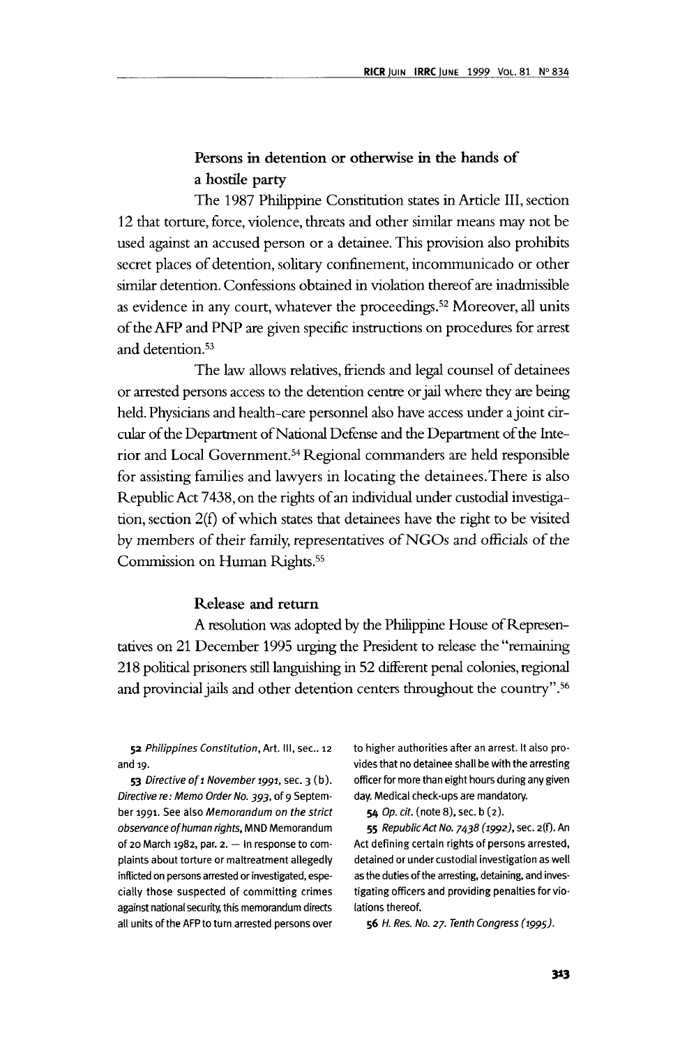### Persons in detention or otherwise in the hands of a hostile party

The 1987 Philippine Constitution states in Article III, section 12 that torture, force, violence, threats and other similar means may not be used against an accused person or a detainee. This provision also prohibits secret places of detention, solitary confinement, incommunicado or other similar detention. Confessions obtained in violation thereof are inadmissible as evidence in any court, whatever the proceedings.[52] Moreover, all units of the AFP and PNP are given specific instructions on procedures for arrest and detention.[53]

The law allows relatives, friends and legal counsel of detainees or arrested persons access to the detention centre or jail where they are being held. Physicians and health-care personnel also have access under a joint circular of the Department of National Defense and the Department of the Interior and Local Government.[54] Regional commanders are held responsible for assisting families and lawyers in locating the detainees. There is also Republic Act 7438, on the rights of an individual under custodial investigation, section 2(f) of which states that detainees have the right to be visited by members of their family, representatives of NGOs and officials of the Commission on Human Rights.[55]

### Release and return

A resolution was adopted by the Philippine House of Representatives on 21 December 1995 urging the President to release the "remaining 218 political prisoners still languishing in 52 different penal colonies, regional and provincial jails and other detention centers throughout the country".[56]

---

52 *Philippines Constitution*, Art. III, sec.. 12 and 19.

53 *Directive of 1 November 1991*, sec. 3 (b). *Directive re: Memo Order No. 393*, of 9 September 1991. See also *Memorandum on the strict observance of human rights*, MND Memorandum of 20 March 1982, par. 2. — In response to complaints about torture or maltreatment allegedly inflicted on persons arrested or investigated, especially those suspected of committing crimes against national security, this memorandum directs all units of the AFP to turn arrested persons over to higher authorities after an arrest. It also provides that no detainee shall be with the arresting officer for more than eight hours during any given day. Medical check-ups are mandatory.

54 *Op. cit.* (note 8), sec. b (2).

55 *Republic Act No. 7438 (1992)*, sec. 2(f). An Act defining certain rights of persons arrested, detained or under custodial investigation as well as the duties of the arresting, detaining, and investigating officers and providing penalties for violations thereof.

56 *H. Res. No. 27. Tenth Congress (1995)*.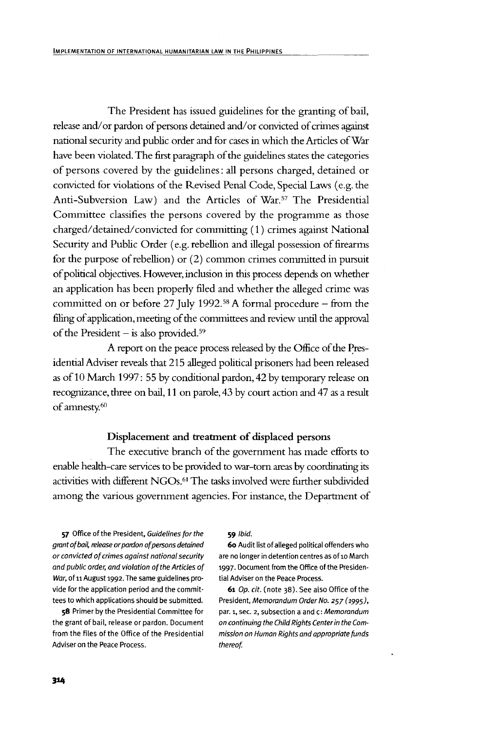The President has issued guidelines for the granting of bail, release and/or pardon of persons detained and/or convicted of crimes against national security and public order and for cases in which the Articles of War have been violated. The first paragraph of the guidelines states the categories of persons covered by the guidelines: all persons charged, detained or convicted for violations of the Revised Penal Code, Special Laws (e.g. the Anti-Subversion Law) and the Articles of War.[57] The Presidential Committee classifies the persons covered by the programme as those charged/detained/convicted for committing (1) crimes against National Security and Public Order (e.g. rebellion and illegal possession of firearms for the purpose of rebellion) or (2) common crimes committed in pursuit of political objectives. However, inclusion in this process depends on whether an application has been properly filed and whether the alleged crime was committed on or before 27 July 1992.[58] A formal procedure – from the filing of application, meeting of the committees and review until the approval of the President – is also provided.[59]

A report on the peace process released by the Office of the Presidential Adviser reveals that 215 alleged political prisoners had been released as of 10 March 1997: 55 by conditional pardon, 42 by temporary release on recognizance, three on bail, 11 on parole, 43 by court action and 47 as a result of amnesty.[60]

### Displacement and treatment of displaced persons

The executive branch of the government has made efforts to enable health-care services to be provided to war-torn areas by coordinating its activities with different NGOs.[61] The tasks involved were further subdivided among the various government agencies. For instance, the Department of

---

**57** Office of the President, *Guidelines for the grant of bail, release or pardon of persons detained or convicted of crimes against national security and public order, and violation of the Articles of War*, of 11 August 1992. The same guidelines provide for the application period and the committees to which applications should be submitted.

**58** Primer by the Presidential Committee for the grant of bail, release or pardon. Document from the files of the Office of the Presidential Adviser on the Peace Process.

**59** *Ibid.*

**60** Audit list of alleged political offenders who are no longer in detention centres as of 10 March 1997. Document from the Office of the Presidential Adviser on the Peace Process.

**61** *Op. cit.* (note 38). See also Office of the President, *Memorandum Order No. 257 (1995)*, par. 1, sec. 2, subsection a and c: *Memorandum on continuing the Child Rights Center in the Commission on Human Rights and appropriate funds thereof.*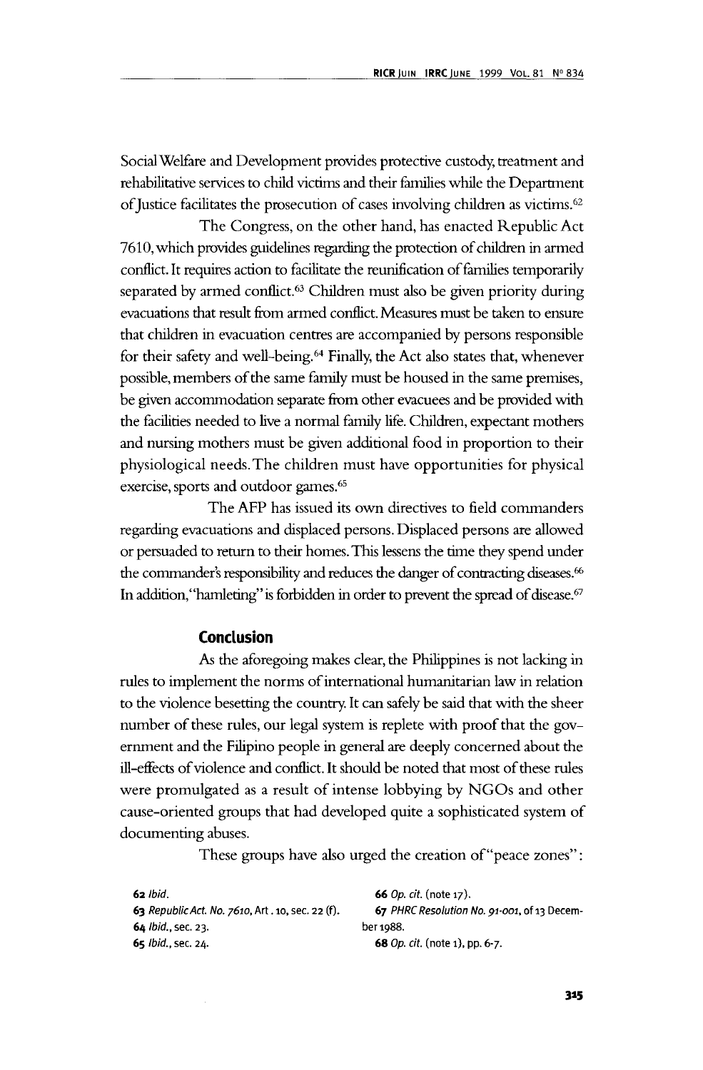Social Welfare and Development provides protective custody, treatment and rehabilitative services to child victims and their families while the Department of Justice facilitates the prosecution of cases involving children as victims.[62]

The Congress, on the other hand, has enacted Republic Act 7610, which provides guidelines regarding the protection of children in armed conflict. It requires action to facilitate the reunification of families temporarily separated by armed conflict.[63] Children must also be given priority during evacuations that result from armed conflict. Measures must be taken to ensure that children in evacuation centres are accompanied by persons responsible for their safety and well-being.[64] Finally, the Act also states that, whenever possible, members of the same family must be housed in the same premises, be given accommodation separate from other evacuees and be provided with the facilities needed to live a normal family life. Children, expectant mothers and nursing mothers must be given additional food in proportion to their physiological needs. The children must have opportunities for physical exercise, sports and outdoor games.[65]

The AFP has issued its own directives to field commanders regarding evacuations and displaced persons. Displaced persons are allowed or persuaded to return to their homes. This lessens the time they spend under the commander's responsibility and reduces the danger of contracting diseases.[66] In addition, "hamleting" is forbidden in order to prevent the spread of disease.[67]

## Conclusion

As the aforegoing makes clear, the Philippines is not lacking in rules to implement the norms of international humanitarian law in relation to the violence besetting the country. It can safely be said that with the sheer number of these rules, our legal system is replete with proof that the government and the Filipino people in general are deeply concerned about the ill-effects of violence and conflict. It should be noted that most of these rules were promulgated as a result of intense lobbying by NGOs and other cause-oriented groups that had developed quite a sophisticated system of documenting abuses.

These groups have also urged the creation of "peace zones":

62 *Ibid.*

63 *Republic Act. No. 7610*, Art. 10, sec. 22 (f).

64 *Ibid.*, sec. 23.

65 *Ibid.*, sec. 24.

66 *Op. cit.* (note 17).

67 *PHRC Resolution No. 91-001*, of 13 December 1988.

68 *Op. cit.* (note 1), pp. 6-7.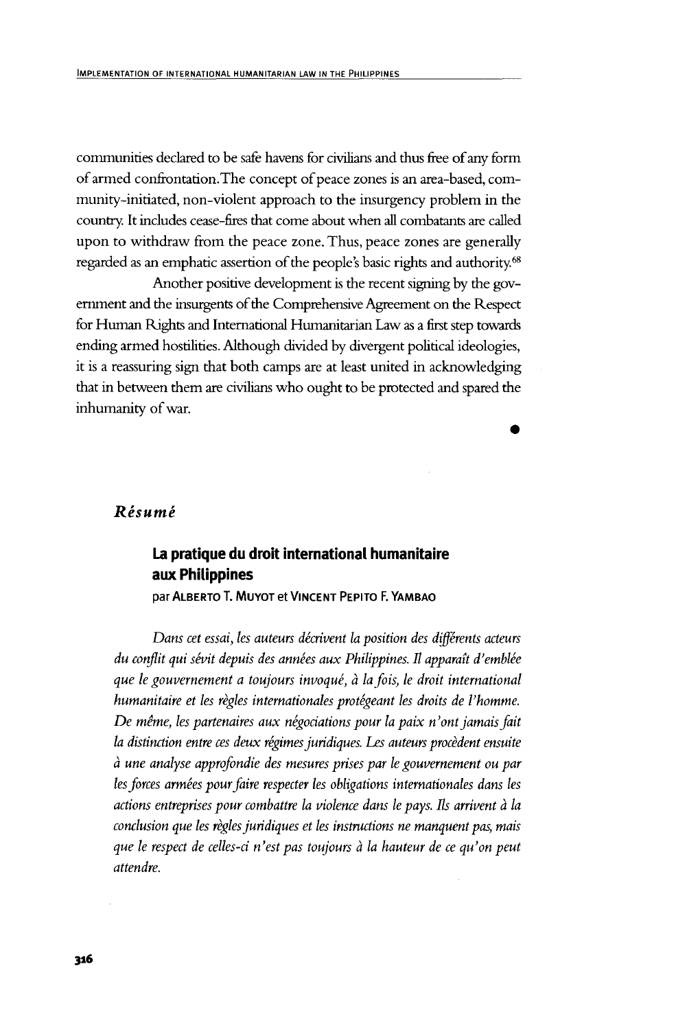communities declared to be safe havens for civilians and thus free of any form of armed confrontation. The concept of peace zones is an area-based, community-initiated, non-violent approach to the insurgency problem in the country. It includes cease-fires that come about when all combatants are called upon to withdraw from the peace zone. Thus, peace zones are generally regarded as an emphatic assertion of the people's basic rights and authority.[68]

Another positive development is the recent signing by the government and the insurgents of the Comprehensive Agreement on the Respect for Human Rights and International Humanitarian Law as a first step towards ending armed hostilities. Although divided by divergent political ideologies, it is a reassuring sign that both camps are at least united in acknowledging that in between them are civilians who ought to be protected and spared the inhumanity of war.

## *Résumé*

### La pratique du droit international humanitaire aux Philippines

par ALBERTO T. MUYOT et VINCENT PEPITO F. YAMBAO

*Dans cet essai, les auteurs décrivent la position des différents acteurs du conflit qui sévit depuis des années aux Philippines. Il apparaît d'emblée que le gouvernement a toujours invoqué, à la fois, le droit international humanitaire et les règles internationales protégeant les droits de l'homme. De même, les partenaires aux négociations pour la paix n'ont jamais fait la distinction entre ces deux régimes juridiques. Les auteurs procèdent ensuite à une analyse approfondie des mesures prises par le gouvernement ou par les forces armées pour faire respecter les obligations internationales dans les actions entreprises pour combattre la violence dans le pays. Ils arrivent à la conclusion que les règles juridiques et les instructions ne manquent pas, mais que le respect de celles-ci n'est pas toujours à la hauteur de ce qu'on peut attendre.*